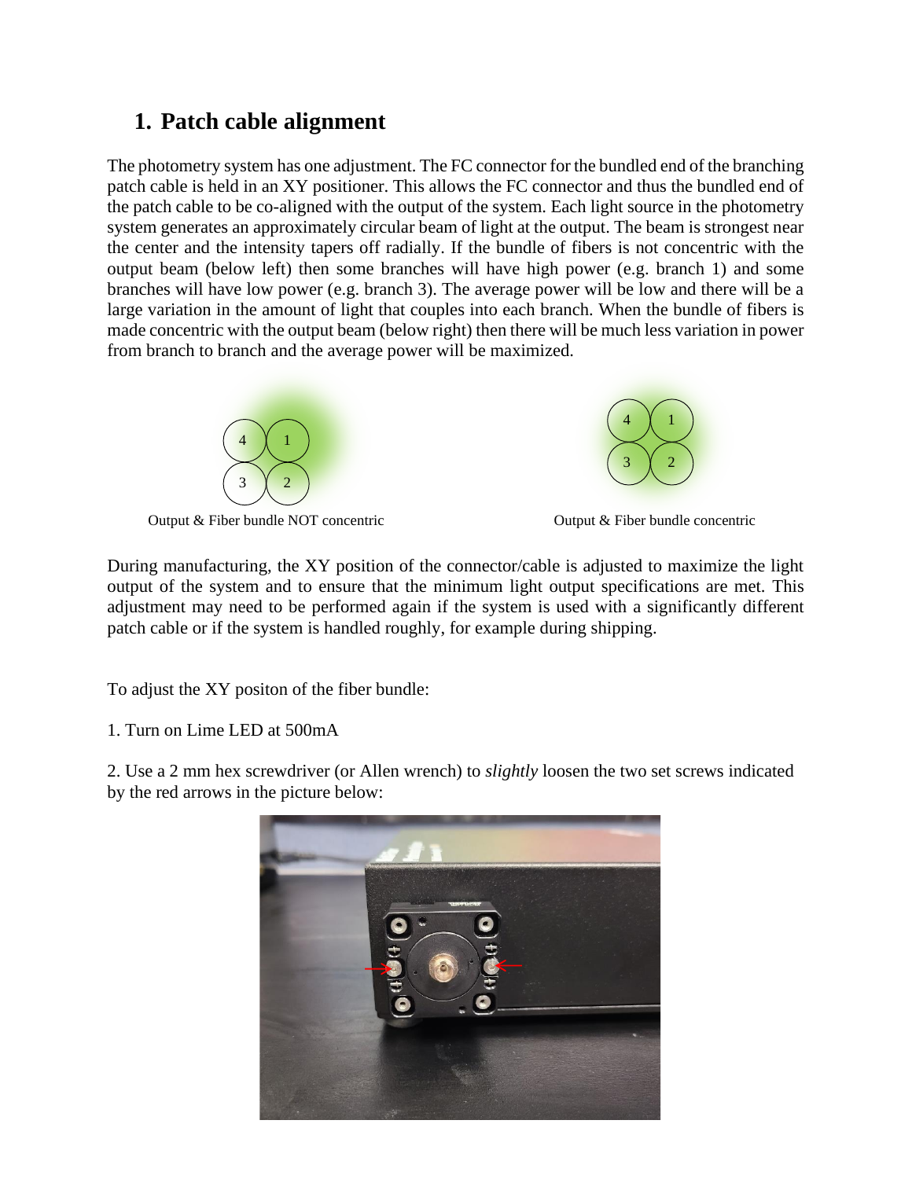# 1. Patch cable alignment

The photometry system has one adjustment. The FC connector for the bundled end of the branching patch cable is held in an XY positioner. This allows the FC connector and thus the bundled end of the patch cable to be co-aligned with the output of the system. Each light source in the photometry system generates an approximately circular beam of light at the output. The beam is strongest near the center and the intensity tapers off radially. If the bundle of fibers is not concentric with the output beam (below left) then some branches will have high power (e.g. branch 1) and some branches will have low power (e.g. branch 3). The average power will be low and there will be a large variation in the amount of light that couples into each branch. When the bundle of fibers is made concentric with the output beam (below right) then there will be much less variation in power from branch to branch and the average power will be maximized.

Output & Fiber bundle NOT concentric

Output & Fiber bundle concentric

During manufacturing, the XY position of the connector/cable is adjusted to maximize the light output of the system and to ensure that the minimum light output specifications are met. This adjustment may need to be performed again if the system is used with a significantly different patch cable or if the system is handled roughly, for example during shipping.

To adjust the XY positon of the fiber bundle:

1. Turn on Lime LED at 500mA

2. Use a 2 mm hex screwdriver (or Allen wrench) to *slightly* loosen the two set screws indicated by the red arrows in the picture below: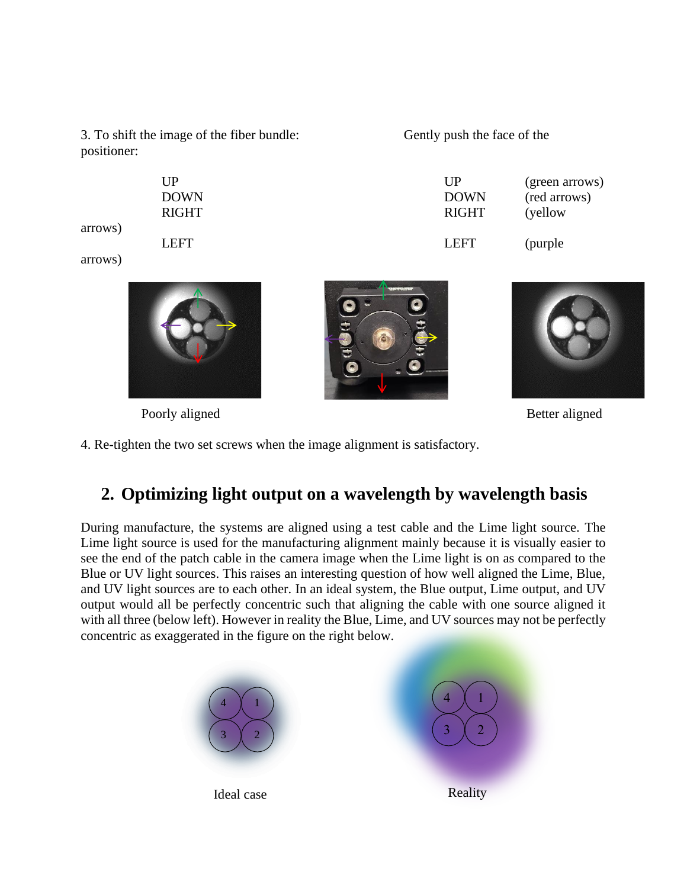3. To shift the image of the fiber bundle: Gently push the face of the positioner:

| | | |
|---|---|---|
| UP | UP | (green arrows) |
| DOWN | DOWN | (red arrows) |
| RIGHT | RIGHT | (yellow arrows) |
| LEFT | LEFT | (purple arrows) |

Poorly aligned

Better aligned

4. Re-tighten the two set screws when the image alignment is satisfactory.

## 2. Optimizing light output on a wavelength by wavelength basis

During manufacture, the systems are aligned using a test cable and the Lime light source. The Lime light source is used for the manufacturing alignment mainly because it is visually easier to see the end of the patch cable in the camera image when the Lime light is on as compared to the Blue or UV light sources. This raises an interesting question of how well aligned the Lime, Blue, and UV light sources are to each other. In an ideal system, the Blue output, Lime output, and UV output would all be perfectly concentric such that aligning the cable with one source aligned it with all three (below left). However in reality the Blue, Lime, and UV sources may not be perfectly concentric as exaggerated in the figure on the right below.

Ideal case

Reality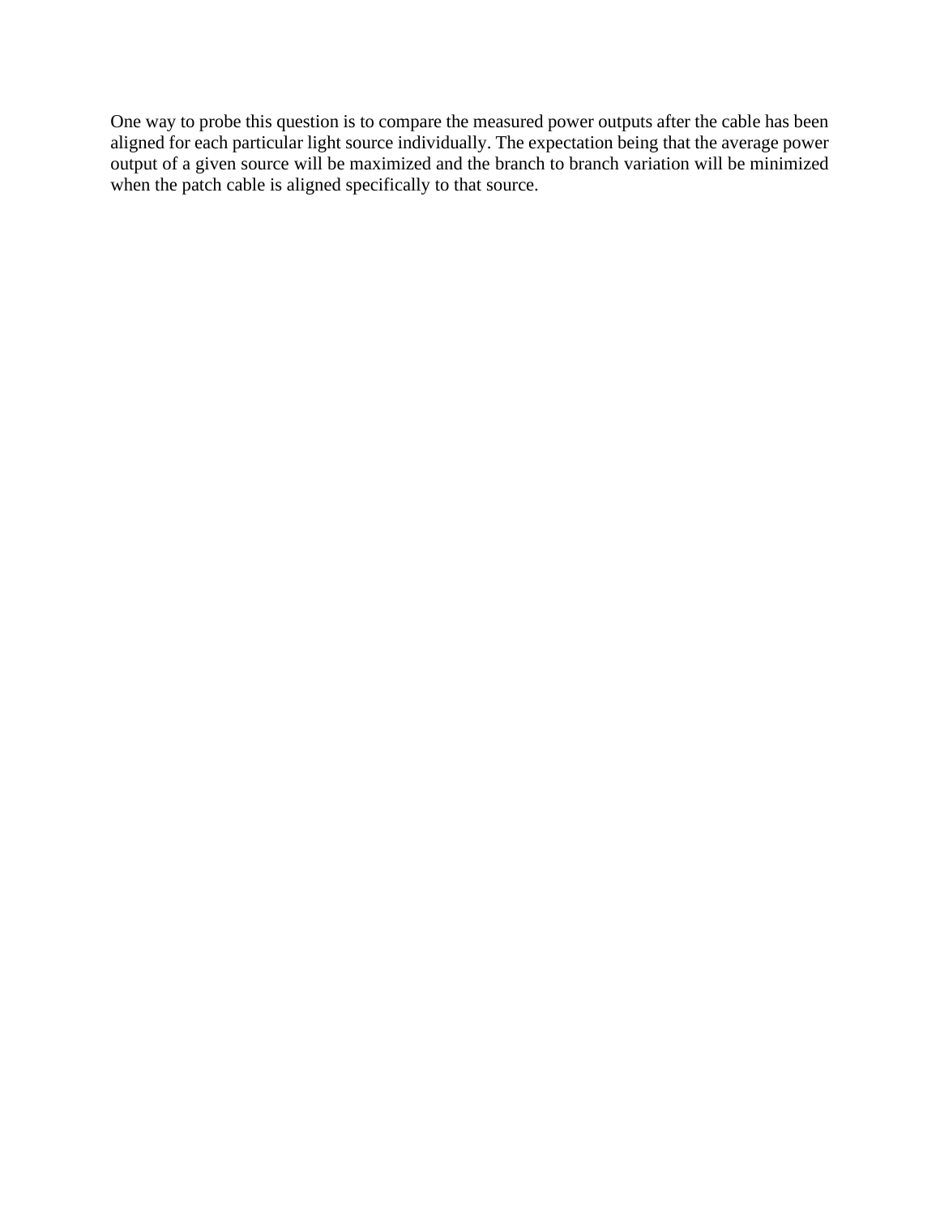One way to probe this question is to compare the measured power outputs after the cable has been aligned for each particular light source individually. The expectation being that the average power output of a given source will be maximized and the branch to branch variation will be minimized when the patch cable is aligned specifically to that source.